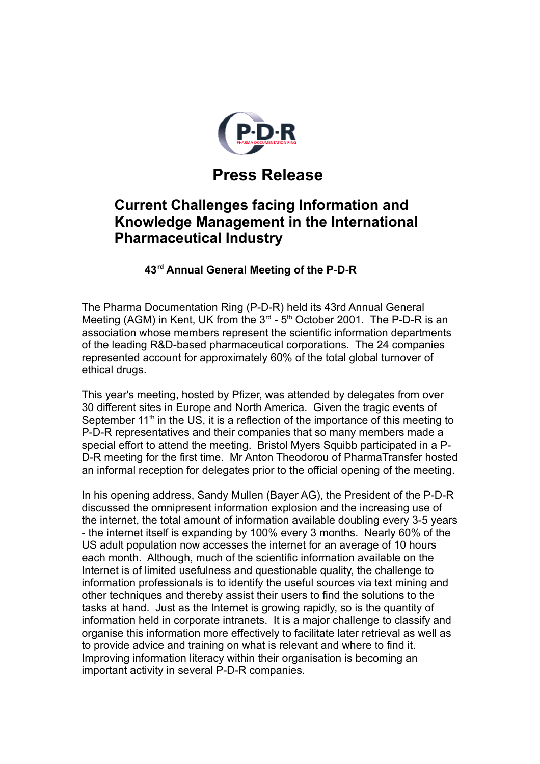# Press Release

## Current Challenges facing Information and Knowledge Management in the International Pharmaceutical Industry

### 43rd Annual General Meeting of the P-D-R

The Pharma Documentation Ring (P-D-R) held its 43rd Annual General Meeting (AGM) in Kent, UK from the 3rd - 5th October 2001. The P-D-R is an association whose members represent the scientific information departments of the leading R&D-based pharmaceutical corporations. The 24 companies represented account for approximately 60% of the total global turnover of ethical drugs.

This year's meeting, hosted by Pfizer, was attended by delegates from over 30 different sites in Europe and North America. Given the tragic events of September 11th in the US, it is a reflection of the importance of this meeting to P-D-R representatives and their companies that so many members made a special effort to attend the meeting. Bristol Myers Squibb participated in a P-D-R meeting for the first time. Mr Anton Theodorou of PharmaTransfer hosted an informal reception for delegates prior to the official opening of the meeting.

In his opening address, Sandy Mullen (Bayer AG), the President of the P-D-R discussed the omnipresent information explosion and the increasing use of the internet, the total amount of information available doubling every 3-5 years - the internet itself is expanding by 100% every 3 months. Nearly 60% of the US adult population now accesses the internet for an average of 10 hours each month. Although, much of the scientific information available on the Internet is of limited usefulness and questionable quality, the challenge to information professionals is to identify the useful sources via text mining and other techniques and thereby assist their users to find the solutions to the tasks at hand. Just as the Internet is growing rapidly, so is the quantity of information held in corporate intranets. It is a major challenge to classify and organise this information more effectively to facilitate later retrieval as well as to provide advice and training on what is relevant and where to find it. Improving information literacy within their organisation is becoming an important activity in several P-D-R companies.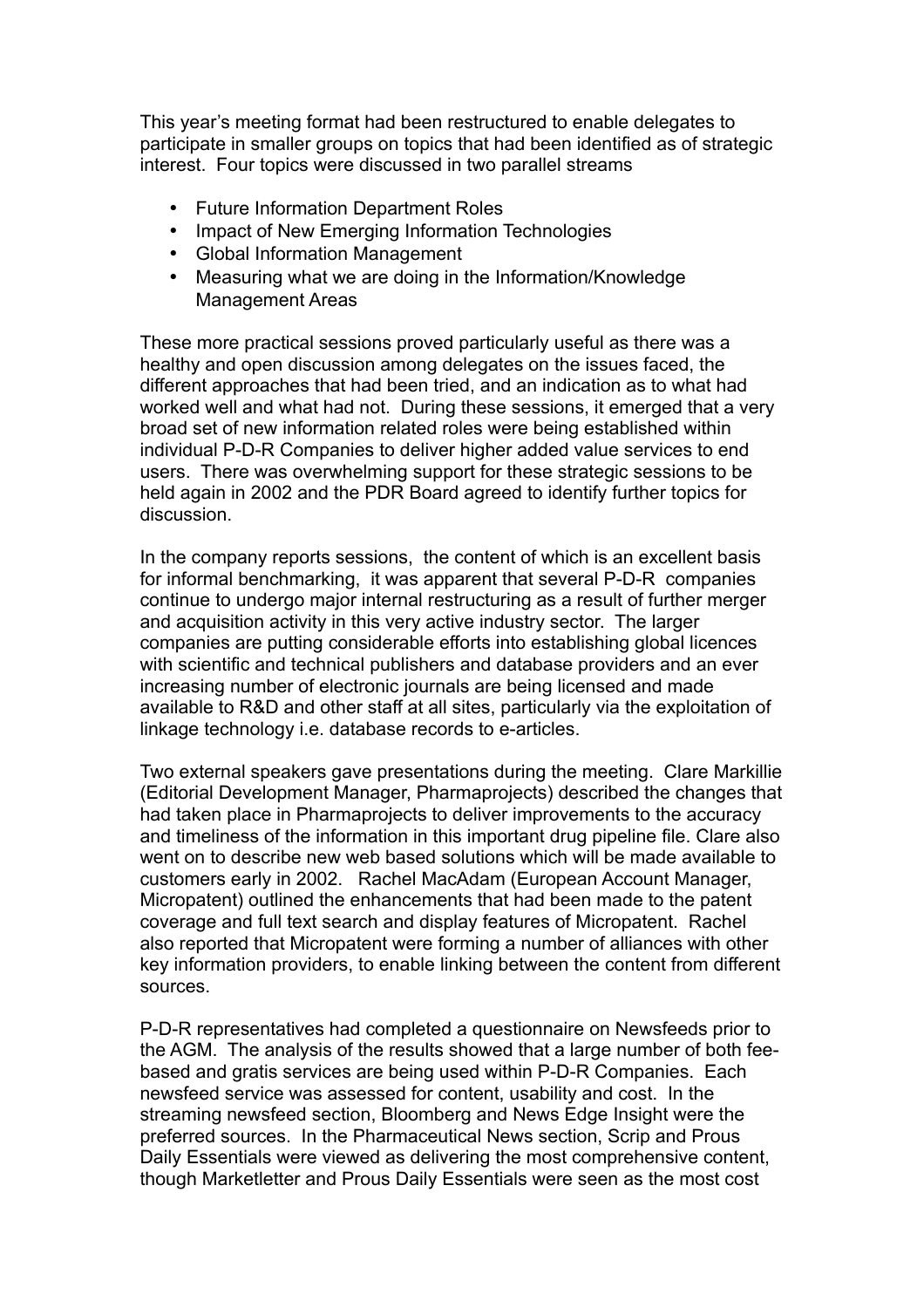This year's meeting format had been restructured to enable delegates to participate in smaller groups on topics that had been identified as of strategic interest. Four topics were discussed in two parallel streams

- Future Information Department Roles
- Impact of New Emerging Information Technologies
- Global Information Management
- Measuring what we are doing in the Information/Knowledge Management Areas

These more practical sessions proved particularly useful as there was a healthy and open discussion among delegates on the issues faced, the different approaches that had been tried, and an indication as to what had worked well and what had not. During these sessions, it emerged that a very broad set of new information related roles were being established within individual P-D-R Companies to deliver higher added value services to end users. There was overwhelming support for these strategic sessions to be held again in 2002 and the PDR Board agreed to identify further topics for discussion.

In the company reports sessions, the content of which is an excellent basis for informal benchmarking, it was apparent that several P-D-R companies continue to undergo major internal restructuring as a result of further merger and acquisition activity in this very active industry sector. The larger companies are putting considerable efforts into establishing global licences with scientific and technical publishers and database providers and an ever increasing number of electronic journals are being licensed and made available to R&D and other staff at all sites, particularly via the exploitation of linkage technology i.e. database records to e-articles.

Two external speakers gave presentations during the meeting. Clare Markillie (Editorial Development Manager, Pharmaprojects) described the changes that had taken place in Pharmaprojects to deliver improvements to the accuracy and timeliness of the information in this important drug pipeline file. Clare also went on to describe new web based solutions which will be made available to customers early in 2002. Rachel MacAdam (European Account Manager, Micropatent) outlined the enhancements that had been made to the patent coverage and full text search and display features of Micropatent. Rachel also reported that Micropatent were forming a number of alliances with other key information providers, to enable linking between the content from different sources.

P-D-R representatives had completed a questionnaire on Newsfeeds prior to the AGM. The analysis of the results showed that a large number of both fee-based and gratis services are being used within P-D-R Companies. Each newsfeed service was assessed for content, usability and cost. In the streaming newsfeed section, Bloomberg and News Edge Insight were the preferred sources. In the Pharmaceutical News section, Scrip and Prous Daily Essentials were viewed as delivering the most comprehensive content, though Marketletter and Prous Daily Essentials were seen as the most cost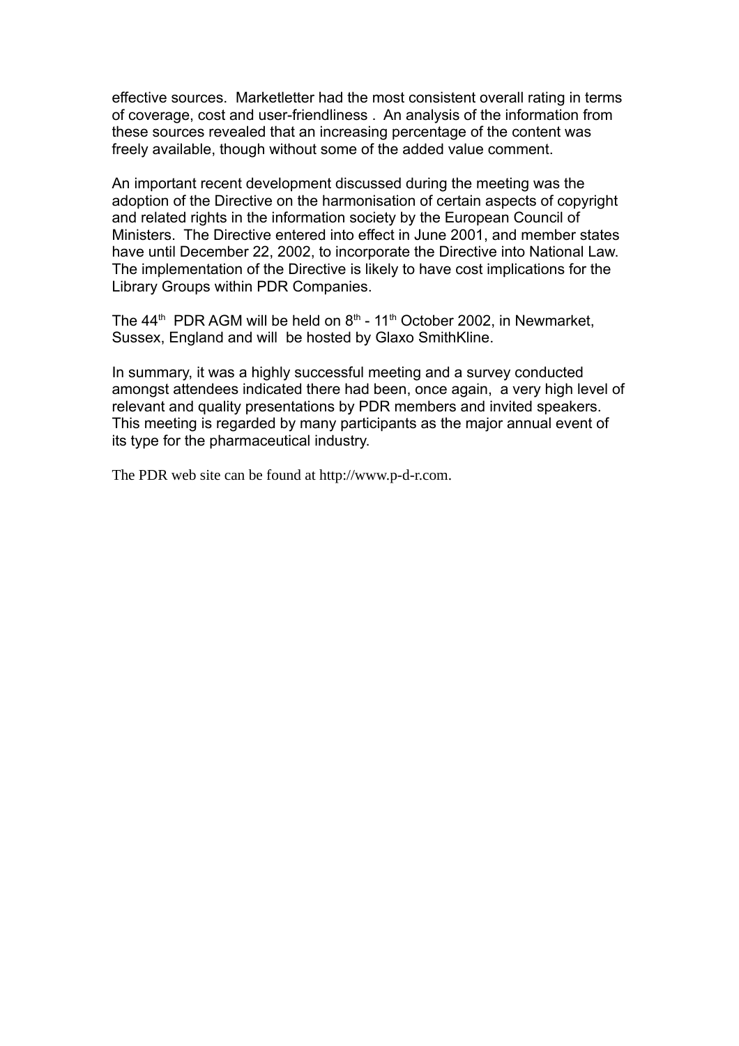effective sources. Marketletter had the most consistent overall rating in terms of coverage, cost and user-friendliness . An analysis of the information from these sources revealed that an increasing percentage of the content was freely available, though without some of the added value comment.

An important recent development discussed during the meeting was the adoption of the Directive on the harmonisation of certain aspects of copyright and related rights in the information society by the European Council of Ministers. The Directive entered into effect in June 2001, and member states have until December 22, 2002, to incorporate the Directive into National Law. The implementation of the Directive is likely to have cost implications for the Library Groups within PDR Companies.

The 44th PDR AGM will be held on 8th - 11th October 2002, in Newmarket, Sussex, England and will be hosted by Glaxo SmithKline.

In summary, it was a highly successful meeting and a survey conducted amongst attendees indicated there had been, once again, a very high level of relevant and quality presentations by PDR members and invited speakers. This meeting is regarded by many participants as the major annual event of its type for the pharmaceutical industry.

The PDR web site can be found at http://www.p-d-r.com.